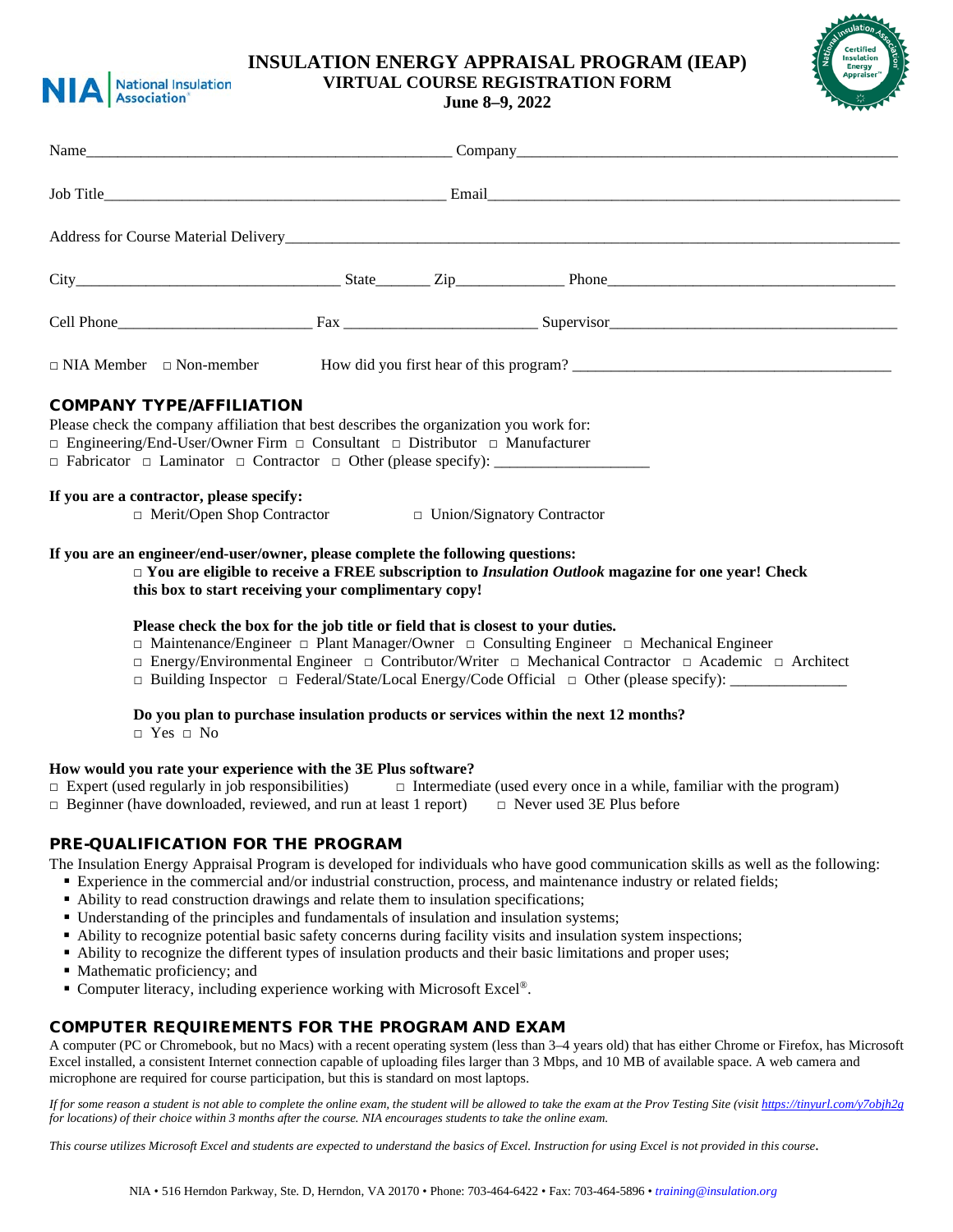# INSULATION ENERGY APPRAISAL PROGRAM (IEAP)
## VIRTUAL COURSE REGISTRATION FORM
**June 8–9, 2022**

Name_______________________________________________ Company_______________________________________________

Job Title_____________________________________________ Email_____________________________________________________

Address for Course Material Delivery________________________________________________________________________________

City_________________________________ State_______ Zip_____________ Phone_____________________________________

Cell Phone________________________ Fax ________________________ Supervisor___________________________________

□ NIA Member □ Non-member How did you first hear of this program? _________________________________________

## COMPANY TYPE/AFFILIATION

Please check the company affiliation that best describes the organization you work for:
□ Engineering/End-User/Owner Firm □ Consultant □ Distributor □ Manufacturer
□ Fabricator □ Laminator □ Contractor □ Other (please specify): ___________________

**If you are a contractor, please specify:**
□ Merit/Open Shop Contractor □ Union/Signatory Contractor

**If you are an engineer/end-user/owner, please complete the following questions:**
**□ You are eligible to receive a FREE subscription to *Insulation Outlook* magazine for one year! Check this box to start receiving your complimentary copy!**

**Please check the box for the job title or field that is closest to your duties.**
□ Maintenance/Engineer □ Plant Manager/Owner □ Consulting Engineer □ Mechanical Engineer
□ Energy/Environmental Engineer □ Contributor/Writer □ Mechanical Contractor □ Academic □ Architect
□ Building Inspector □ Federal/State/Local Energy/Code Official □ Other (please specify): ______________

**Do you plan to purchase insulation products or services within the next 12 months?**
□ Yes □ No

**How would you rate your experience with the 3E Plus software?**
□ Expert (used regularly in job responsibilities) □ Intermediate (used every once in a while, familiar with the program)
□ Beginner (have downloaded, reviewed, and run at least 1 report) □ Never used 3E Plus before

## PRE-QUALIFICATION FOR THE PROGRAM

The Insulation Energy Appraisal Program is developed for individuals who have good communication skills as well as the following:

- Experience in the commercial and/or industrial construction, process, and maintenance industry or related fields;
- Ability to read construction drawings and relate them to insulation specifications;
- Understanding of the principles and fundamentals of insulation and insulation systems;
- Ability to recognize potential basic safety concerns during facility visits and insulation system inspections;
- Ability to recognize the different types of insulation products and their basic limitations and proper uses;
- Mathematic proficiency; and
- Computer literacy, including experience working with Microsoft Excel®.

## COMPUTER REQUIREMENTS FOR THE PROGRAM AND EXAM

A computer (PC or Chromebook, but no Macs) with a recent operating system (less than 3–4 years old) that has either Chrome or Firefox, has Microsoft Excel installed, a consistent Internet connection capable of uploading files larger than 3 Mbps, and 10 MB of available space. A web camera and microphone are required for course participation, but this is standard on most laptops.

*If for some reason a student is not able to complete the online exam, the student will be allowed to take the exam at the Prov Testing Site (visit https://tinyurl.com/y7objh2g for locations) of their choice within 3 months after the course. NIA encourages students to take the online exam.*

*This course utilizes Microsoft Excel and students are expected to understand the basics of Excel. Instruction for using Excel is not provided in this course.*

NIA • 516 Herndon Parkway, Ste. D, Herndon, VA 20170 • Phone: 703-464-6422 • Fax: 703-464-5896 • *training@insulation.org*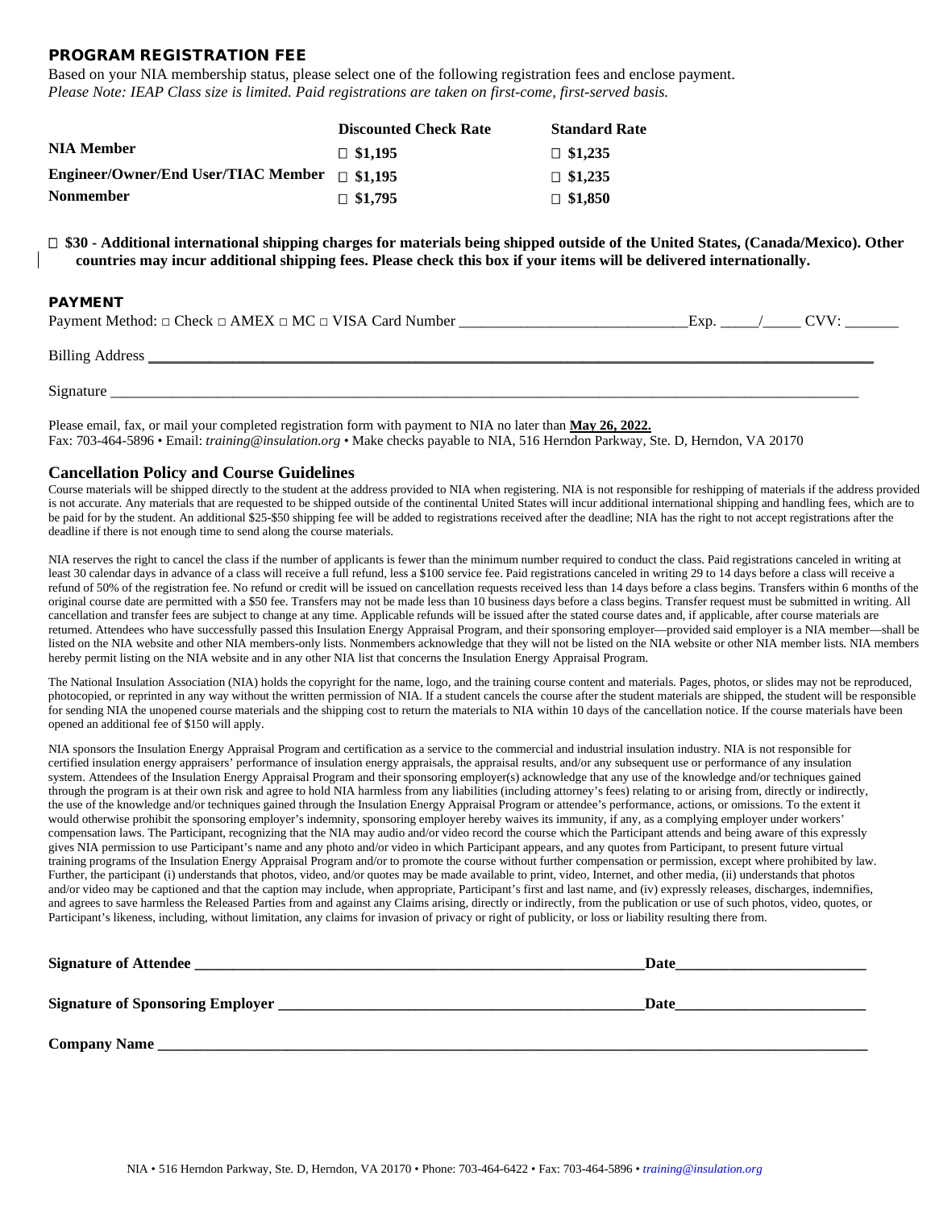## PROGRAM REGISTRATION FEE

Based on your NIA membership status, please select one of the following registration fees and enclose payment.
*Please Note: IEAP Class size is limited. Paid registrations are taken on first-come, first-served basis.*

| | Discounted Check Rate | Standard Rate |
|---|---|---|
| **NIA Member** | ☐ **$1,195** | ☐ **$1,235** |
| **Engineer/Owner/End User/TIAC Member** | ☐ **$1,195** | ☐ **$1,235** |
| **Nonmember** | ☐ **$1,795** | ☐ **$1,850** |

☐ **$30 - Additional international shipping charges for materials being shipped outside of the United States, (Canada/Mexico). Other countries may incur additional shipping fees. Please check this box if your items will be delivered internationally.**

## PAYMENT

Payment Method: □ Check □ AMEX □ MC □ VISA Card Number ______________________________Exp. _____/_____ CVV: _______

Billing Address ______________________________________________________________________________________________

Signature ___________________________________________________________________________________________________

Please email, fax, or mail your completed registration form with payment to NIA no later than **May 26, 2022.**
Fax: 703-464-5896 • Email: *training@insulation.org* • Make checks payable to NIA, 516 Herndon Parkway, Ste. D, Herndon, VA 20170

## Cancellation Policy and Course Guidelines

Course materials will be shipped directly to the student at the address provided to NIA when registering. NIA is not responsible for reshipping of materials if the address provided is not accurate. Any materials that are requested to be shipped outside of the continental United States will incur additional international shipping and handling fees, which are to be paid for by the student. An additional $25-$50 shipping fee will be added to registrations received after the deadline; NIA has the right to not accept registrations after the deadline if there is not enough time to send along the course materials.

NIA reserves the right to cancel the class if the number of applicants is fewer than the minimum number required to conduct the class. Paid registrations canceled in writing at least 30 calendar days in advance of a class will receive a full refund, less a $100 service fee. Paid registrations canceled in writing 29 to 14 days before a class will receive a refund of 50% of the registration fee. No refund or credit will be issued on cancellation requests received less than 14 days before a class begins. Transfers within 6 months of the original course date are permitted with a $50 fee. Transfers may not be made less than 10 business days before a class begins. Transfer request must be submitted in writing. All cancellation and transfer fees are subject to change at any time. Applicable refunds will be issued after the stated course dates and, if applicable, after course materials are returned. Attendees who have successfully passed this Insulation Energy Appraisal Program, and their sponsoring employer—provided said employer is a NIA member—shall be listed on the NIA website and other NIA members-only lists. Nonmembers acknowledge that they will not be listed on the NIA website or other NIA member lists. NIA members hereby permit listing on the NIA website and in any other NIA list that concerns the Insulation Energy Appraisal Program.

The National Insulation Association (NIA) holds the copyright for the name, logo, and the training course content and materials. Pages, photos, or slides may not be reproduced, photocopied, or reprinted in any way without the written permission of NIA. If a student cancels the course after the student materials are shipped, the student will be responsible for sending NIA the unopened course materials and the shipping cost to return the materials to NIA within 10 days of the cancellation notice. If the course materials have been opened an additional fee of $150 will apply.

NIA sponsors the Insulation Energy Appraisal Program and certification as a service to the commercial and industrial insulation industry. NIA is not responsible for certified insulation energy appraisers' performance of insulation energy appraisals, the appraisal results, and/or any subsequent use or performance of any insulation system. Attendees of the Insulation Energy Appraisal Program and their sponsoring employer(s) acknowledge that any use of the knowledge and/or techniques gained through the program is at their own risk and agree to hold NIA harmless from any liabilities (including attorney's fees) relating to or arising from, directly or indirectly, the use of the knowledge and/or techniques gained through the Insulation Energy Appraisal Program or attendee's performance, actions, or omissions. To the extent it would otherwise prohibit the sponsoring employer's indemnity, sponsoring employer hereby waives its immunity, if any, as a complying employer under workers' compensation laws. The Participant, recognizing that the NIA may audio and/or video record the course which the Participant attends and being aware of this expressly gives NIA permission to use Participant's name and any photo and/or video in which Participant appears, and any quotes from Participant, to present future virtual training programs of the Insulation Energy Appraisal Program and/or to promote the course without further compensation or permission, except where prohibited by law. Further, the participant (i) understands that photos, video, and/or quotes may be made available to print, video, Internet, and other media, (ii) understands that photos and/or video may be captioned and that the caption may include, when appropriate, Participant's first and last name, and (iv) expressly releases, discharges, indemnifies, and agrees to save harmless the Released Parties from and against any Claims arising, directly or indirectly, from the publication or use of such photos, video, quotes, or Participant's likeness, including, without limitation, any claims for invasion of privacy or right of publicity, or loss or liability resulting there from.

**Signature of Attendee** ____________________________________________________________**Date**_________________________

**Signature of Sponsoring Employer** ________________________________________________**Date**_________________________

**Company Name** ______________________________________________________________________________________________